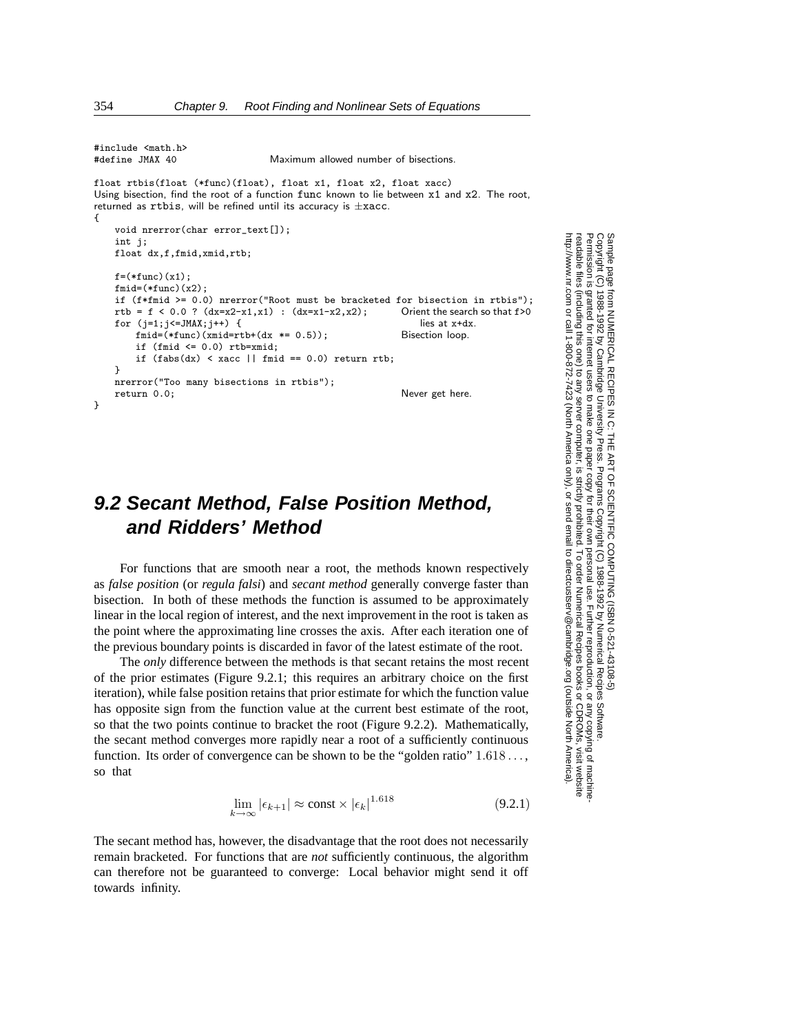```
#include <math.h>
#define JMAX 40                    Maximum allowed number of bisections.

float rtbis(float (*func)(float), float x1, float x2, float xacc)
Using bisection, find the root of a function func known to lie between x1 and x2. The root,
returned as rtbis, will be refined until its accuracy is ±xacc.
{
    void nrerror(char error_text[]);
    int j;
    float dx,f,fmid,xmid,rtb;

    f=(*func)(x1);
    fmid=(*func)(x2);
    if (f*fmid >= 0.0) nrerror("Root must be bracketed for bisection in rtbis");
    rtb = f < 0.0 ? (dx=x2-x1,x1) : (dx=x1-x2,x2);       Orient the search so that f>0
    for (j=1;j<=JMAX;j++) {                                  lies at x+dx.
        fmid=(*func)(xmid=rtb+(dx *= 0.5));              Bisection loop.
        if (fmid <= 0.0) rtb=xmid;
        if (fabs(dx) < xacc || fmid == 0.0) return rtb;
    }
    nrerror("Too many bisections in rtbis");
    return 0.0;                                          Never get here.
}
```

# 9.2 Secant Method, False Position Method, and Ridders' Method

For functions that are smooth near a root, the methods known respectively as *false position* (or *regula falsi*) and *secant method* generally converge faster than bisection. In both of these methods the function is assumed to be approximately linear in the local region of interest, and the next improvement in the root is taken as the point where the approximating line crosses the axis. After each iteration one of the previous boundary points is discarded in favor of the latest estimate of the root.

The *only* difference between the methods is that secant retains the most recent of the prior estimates (Figure 9.2.1; this requires an arbitrary choice on the first iteration), while false position retains that prior estimate for which the function value has opposite sign from the function value at the current best estimate of the root, so that the two points continue to bracket the root (Figure 9.2.2). Mathematically, the secant method converges more rapidly near a root of a sufficiently continuous function. Its order of convergence can be shown to be the "golden ratio" $1.618\ldots$, so that

$$\lim_{k\to\infty} |\epsilon_{k+1}| \approx \text{const} \times |\epsilon_k|^{1.618} \tag{9.2.1}$$

The secant method has, however, the disadvantage that the root does not necessarily remain bracketed. For functions that are *not* sufficiently continuous, the algorithm can therefore not be guaranteed to converge: Local behavior might send it off towards infinity.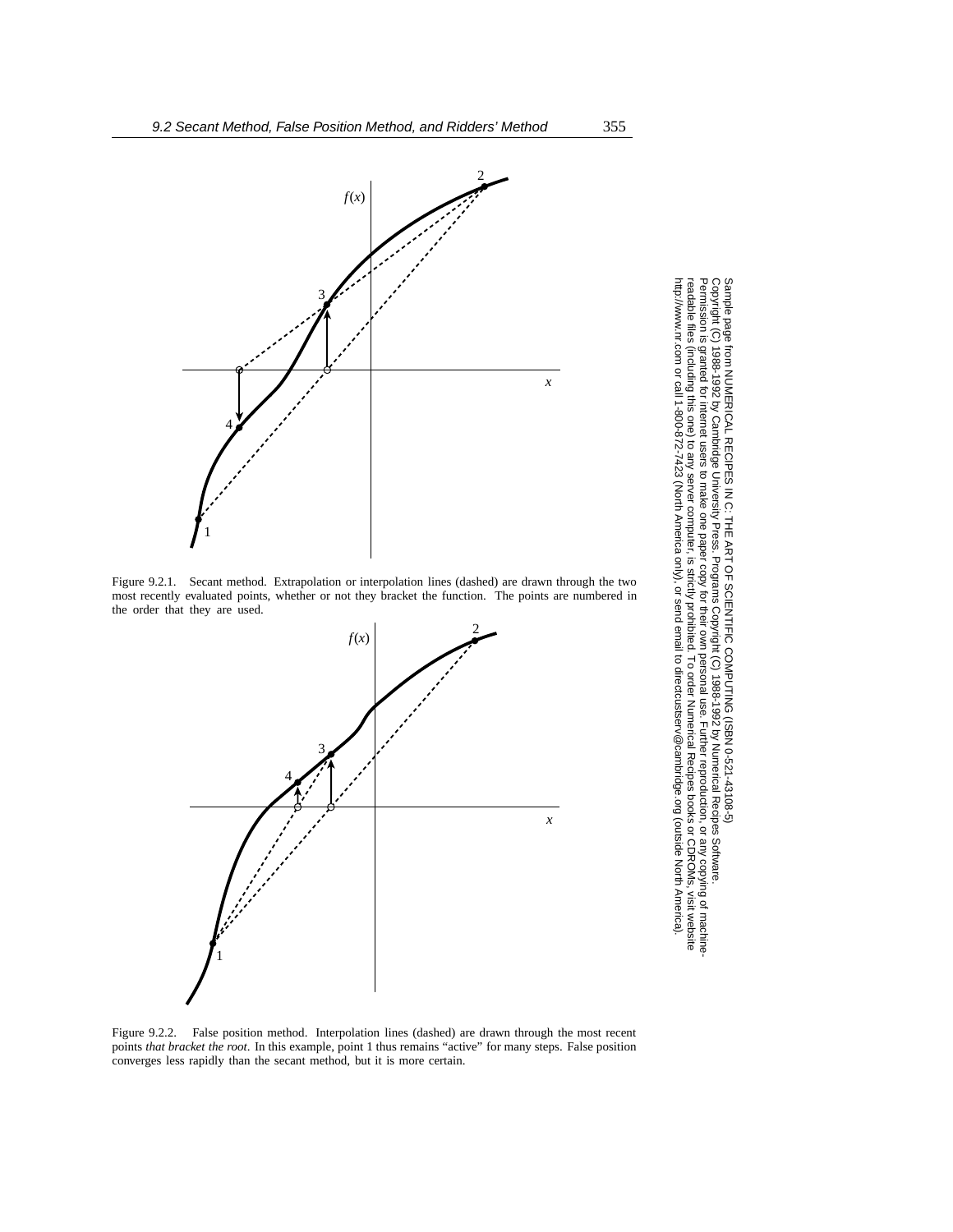Figure 9.2.1. Secant method. Extrapolation or interpolation lines (dashed) are drawn through the two most recently evaluated points, whether or not they bracket the function. The points are numbered in the order that they are used.

Figure 9.2.2. False position method. Interpolation lines (dashed) are drawn through the most recent points *that bracket the root*. In this example, point 1 thus remains "active" for many steps. False position converges less rapidly than the secant method, but it is more certain.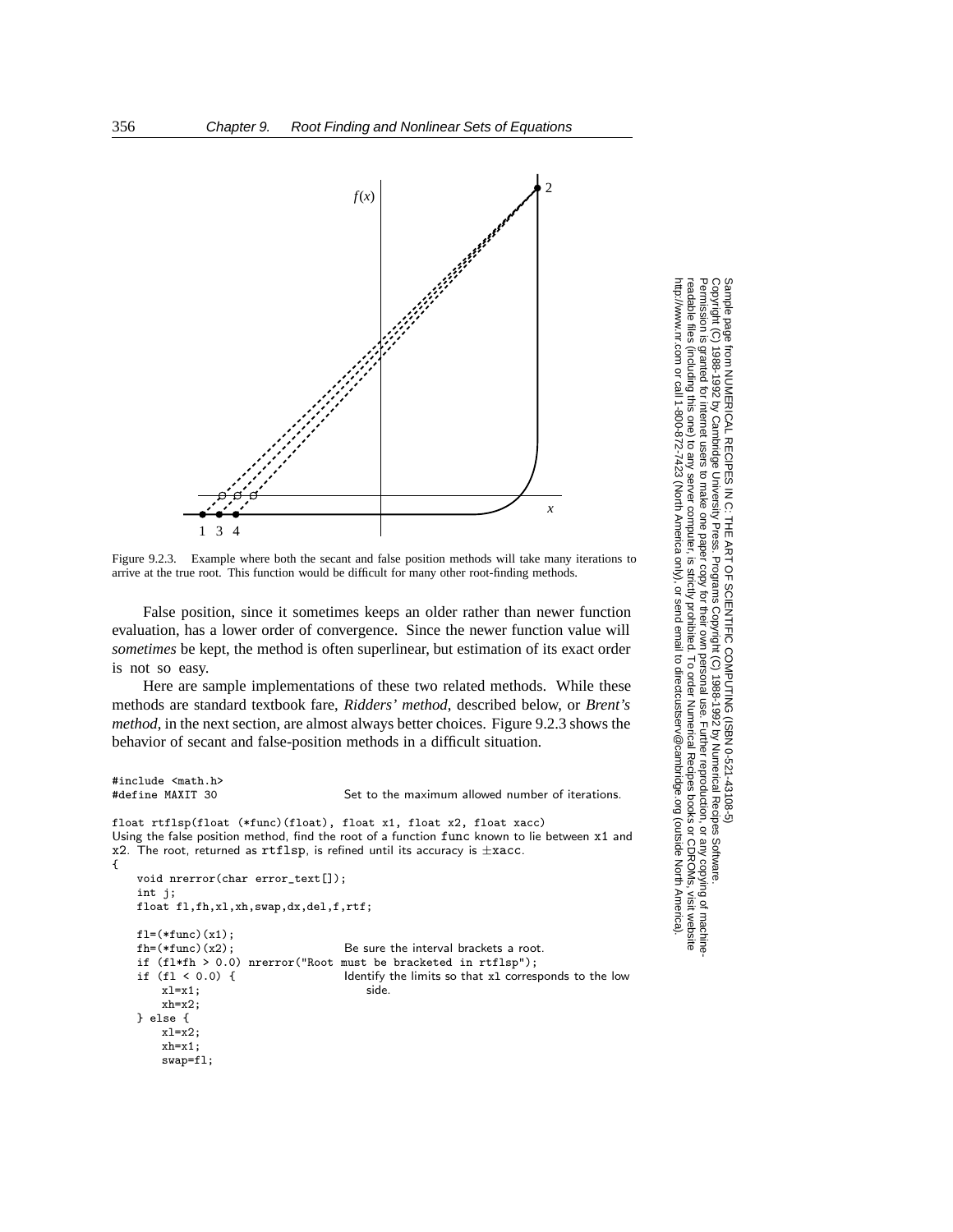Figure 9.2.3. Example where both the secant and false position methods will take many iterations to arrive at the true root. This function would be difficult for many other root-finding methods.

False position, since it sometimes keeps an older rather than newer function evaluation, has a lower order of convergence. Since the newer function value will *sometimes* be kept, the method is often superlinear, but estimation of its exact order is not so easy.

Here are sample implementations of these two related methods. While these methods are standard textbook fare, *Ridders' method*, described below, or *Brent's method*, in the next section, are almost always better choices. Figure 9.2.3 shows the behavior of secant and false-position methods in a difficult situation.

```
#include <math.h>
#define MAXIT 30                    Set to the maximum allowed number of iterations.

float rtflsp(float (*func)(float), float x1, float x2, float xacc)
```

Using the false position method, find the root of a function `func` known to lie between `x1` and `x2`. The root, returned as `rtflsp`, is refined until its accuracy is $\pm$`xacc`.

```
{
    void nrerror(char error_text[]);
    int j;
    float fl,fh,xl,xh,swap,dx,del,f,rtf;

    fl=(*func)(x1);
    fh=(*func)(x2);                 Be sure the interval brackets a root.
    if (fl*fh > 0.0) nrerror("Root must be bracketed in rtflsp");
    if (fl < 0.0) {                 Identify the limits so that x1 corresponds to the low
        xl=x1;                          side.
        xh=x2;
    } else {
        xl=x2;
        xh=x1;
        swap=fl;
```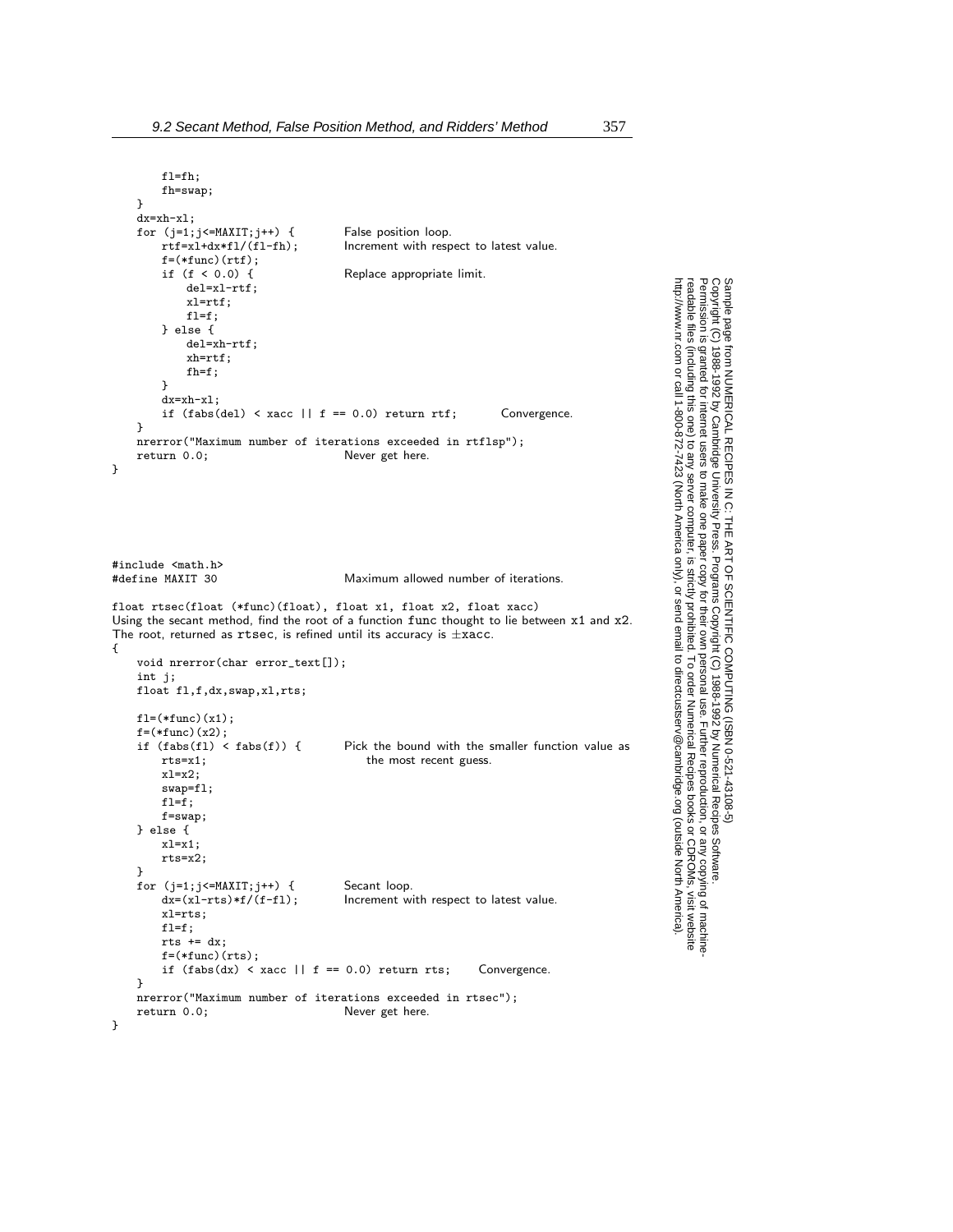```c
        fl=fh;
        fh=swap;
    }
    dx=xh-xl;
    for (j=1;j<=MAXIT;j++) {          False position loop.
        rtf=xl+dx*fl/(fl-fh);         Increment with respect to latest value.
        f=(*func)(rtf);
        if (f < 0.0) {                Replace appropriate limit.
            del=xl-rtf;
            xl=rtf;
            fl=f;
        } else {
            del=xh-rtf;
            xh=rtf;
            fh=f;
        }
        dx=xh-xl;
        if (fabs(del) < xacc || f == 0.0) return rtf;       Convergence.
    }
    nrerror("Maximum number of iterations exceeded in rtflsp");
    return 0.0;                       Never get here.
}
```

```c
#include <math.h>
#define MAXIT 30                      Maximum allowed number of iterations.

float rtsec(float (*func)(float), float x1, float x2, float xacc)
```

Using the secant method, find the root of a function `func` thought to lie between `x1` and `x2`. The root, returned as `rtsec`, is refined until its accuracy is $\pm$`xacc`.

```c
{
    void nrerror(char error_text[]);
    int j;
    float fl,f,dx,swap,xl,rts;

    fl=(*func)(x1);
    f=(*func)(x2);
    if (fabs(fl) < fabs(f)) {         Pick the bound with the smaller function value as
        rts=x1;                           the most recent guess.
        xl=x2;
        swap=fl;
        fl=f;
        f=swap;
    } else {
        xl=x1;
        rts=x2;
    }
    for (j=1;j<=MAXIT;j++) {          Secant loop.
        dx=(xl-rts)*f/(f-fl);         Increment with respect to latest value.
        xl=rts;
        fl=f;
        rts += dx;
        f=(*func)(rts);
        if (fabs(dx) < xacc || f == 0.0) return rts;     Convergence.
    }
    nrerror("Maximum number of iterations exceeded in rtsec");
    return 0.0;                       Never get here.
}
```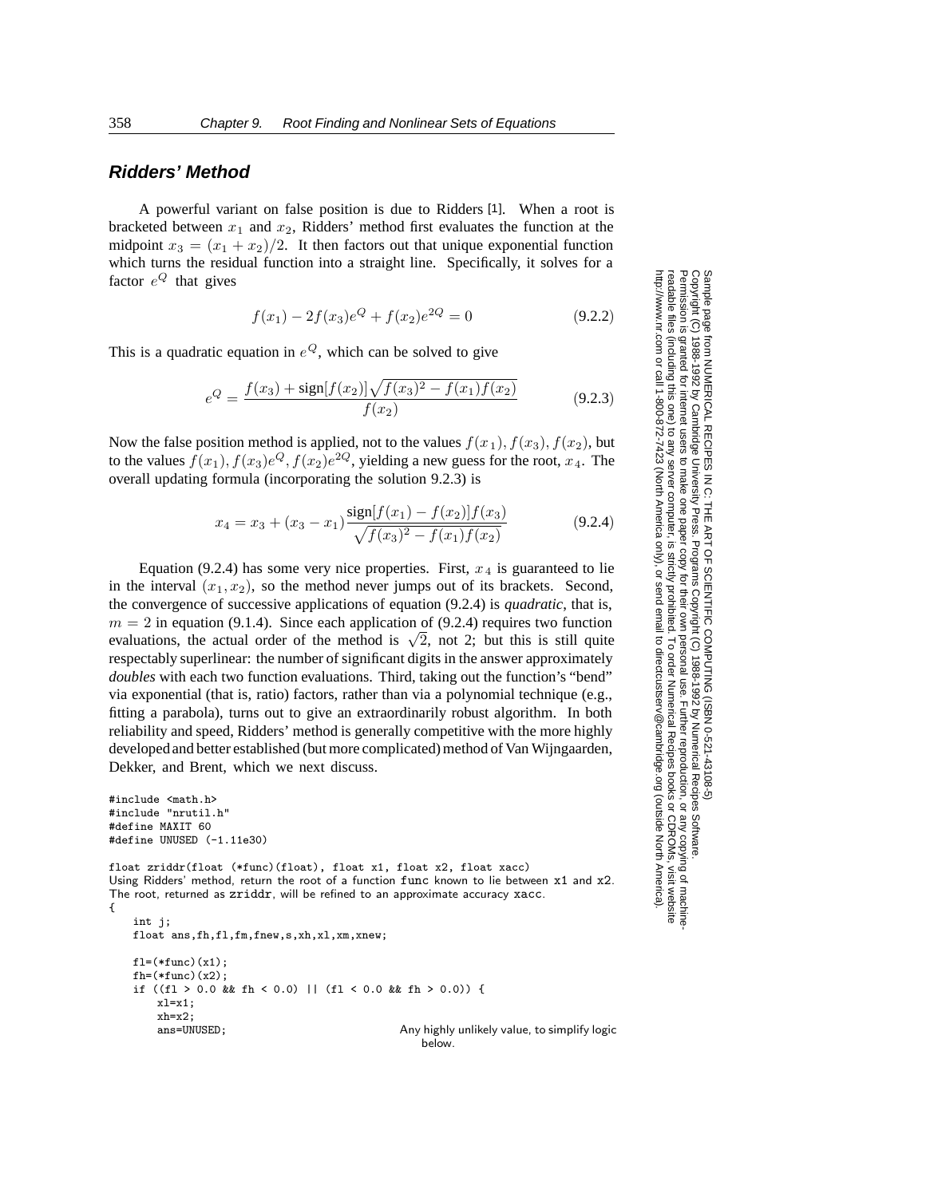## Ridders' Method

A powerful variant on false position is due to Ridders [1]. When a root is bracketed between $x_1$ and $x_2$, Ridders' method first evaluates the function at the midpoint $x_3 = (x_1 + x_2)/2$. It then factors out that unique exponential function which turns the residual function into a straight line. Specifically, it solves for a factor $e^Q$ that gives

$$f(x_1) - 2f(x_3)e^Q + f(x_2)e^{2Q} = 0 \tag{9.2.2}$$

This is a quadratic equation in $e^Q$, which can be solved to give

$$e^Q = \frac{f(x_3) + \text{sign}[f(x_2)]\sqrt{f(x_3)^2 - f(x_1)f(x_2)}}{f(x_2)} \tag{9.2.3}$$

Now the false position method is applied, not to the values $f(x_1), f(x_3), f(x_2)$, but to the values $f(x_1), f(x_3)e^Q, f(x_2)e^{2Q}$, yielding a new guess for the root, $x_4$. The overall updating formula (incorporating the solution 9.2.3) is

$$x_4 = x_3 + (x_3 - x_1)\frac{\text{sign}[f(x_1) - f(x_2)]f(x_3)}{\sqrt{f(x_3)^2 - f(x_1)f(x_2)}} \tag{9.2.4}$$

Equation (9.2.4) has some very nice properties. First, $x_4$ is guaranteed to lie in the interval $(x_1, x_2)$, so the method never jumps out of its brackets. Second, the convergence of successive applications of equation (9.2.4) is *quadratic*, that is, $m = 2$ in equation (9.1.4). Since each application of (9.2.4) requires two function evaluations, the actual order of the method is $\sqrt{2}$, not 2; but this is still quite respectably superlinear: the number of significant digits in the answer approximately *doubles* with each two function evaluations. Third, taking out the function's "bend" via exponential (that is, ratio) factors, rather than via a polynomial technique (e.g., fitting a parabola), turns out to give an extraordinarily robust algorithm. In both reliability and speed, Ridders' method is generally competitive with the more highly developed and better established (but more complicated) method of Van Wijngaarden, Dekker, and Brent, which we next discuss.

```
#include <math.h>
#include "nrutil.h"
#define MAXIT 60
#define UNUSED (-1.11e30)

float zriddr(float (*func)(float), float x1, float x2, float xacc)
Using Ridders' method, return the root of a function func known to lie between x1 and x2.
The root, returned as zriddr, will be refined to an approximate accuracy xacc.
{
    int j;
    float ans,fh,fl,fm,fnew,s,xh,xl,xm,xnew;

    fl=(*func)(x1);
    fh=(*func)(x2);
    if ((fl > 0.0 && fh < 0.0) || (fl < 0.0 && fh > 0.0)) {
        xl=x1;
        xh=x2;
        ans=UNUSED;                         Any highly unlikely value, to simplify logic
                                                below.
```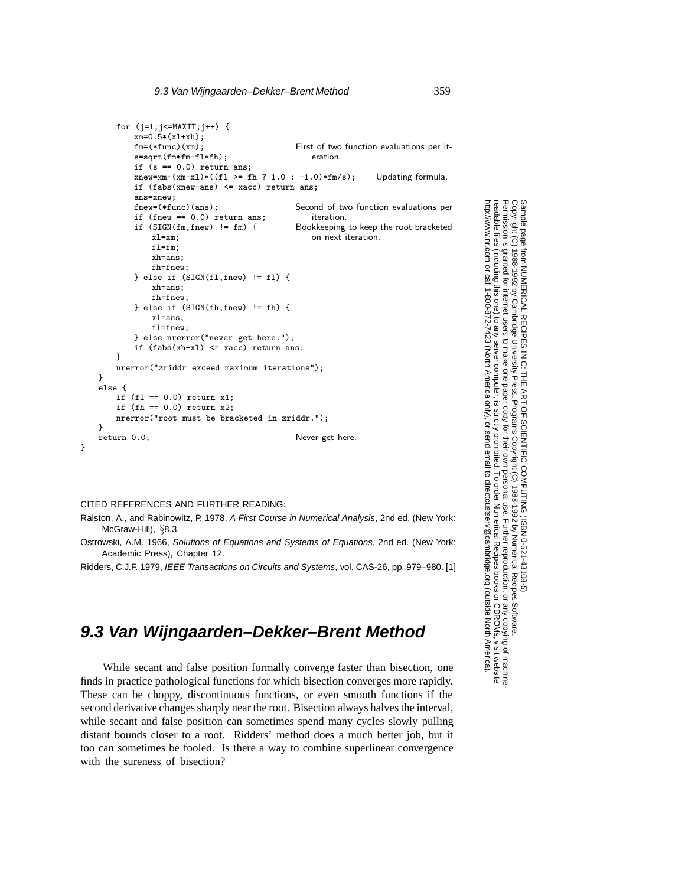```
        for (j=1;j<=MAXIT;j++) {
            xm=0.5*(xl+xh);
            fm=(*func)(xm);                     First of two function evaluations per it-
            s=sqrt(fm*fm-fl*fh);                   eration.
            if (s == 0.0) return ans;
            xnew=xm+(xm-xl)*((fl >= fh ? 1.0 : -1.0)*fm/s);     Updating formula.
            if (fabs(xnew-ans) <= xacc) return ans;
            ans=xnew;
            fnew=(*func)(ans);                  Second of two function evaluations per
            if (fnew == 0.0) return ans;           iteration.
            if (SIGN(fm,fnew) != fm) {          Bookkeeping to keep the root bracketed
                xl=xm;                             on next iteration.
                fl=fm;
                xh=ans;
                fh=fnew;
            } else if (SIGN(fl,fnew) != fl) {
                xh=ans;
                fh=fnew;
            } else if (SIGN(fh,fnew) != fh) {
                xl=ans;
                fl=fnew;
            } else nrerror("never get here.");
            if (fabs(xh-xl) <= xacc) return ans;
        }
        nrerror("zriddr exceed maximum iterations");
    }
    else {
        if (fl == 0.0) return x1;
        if (fh == 0.0) return x2;
        nrerror("root must be bracketed in zriddr.");
    }
    return 0.0;                                 Never get here.
}
```

CITED REFERENCES AND FURTHER READING:

Ralston, A., and Rabinowitz, P. 1978, *A First Course in Numerical Analysis*, 2nd ed. (New York: McGraw-Hill), §8.3.

Ostrowski, A.M. 1966, *Solutions of Equations and Systems of Equations*, 2nd ed. (New York: Academic Press), Chapter 12.

Ridders, C.J.F. 1979, *IEEE Transactions on Circuits and Systems*, vol. CAS-26, pp. 979–980. [1]

## 9.3 Van Wijngaarden–Dekker–Brent Method

While secant and false position formally converge faster than bisection, one finds in practice pathological functions for which bisection converges more rapidly. These can be choppy, discontinuous functions, or even smooth functions if the second derivative changes sharply near the root. Bisection always halves the interval, while secant and false position can sometimes spend many cycles slowly pulling distant bounds closer to a root. Ridders' method does a much better job, but it too can sometimes be fooled. Is there a way to combine superlinear convergence with the sureness of bisection?